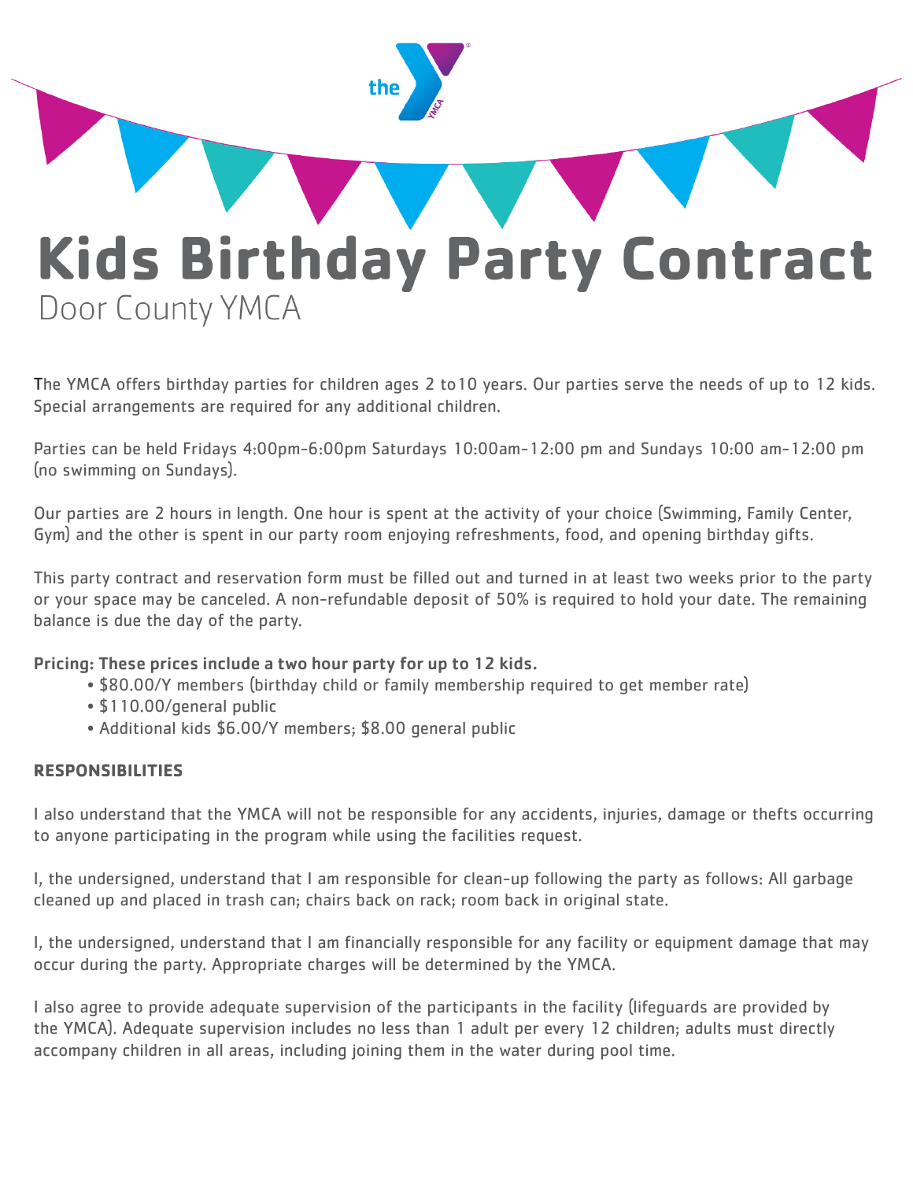# Kids Birthday Party Contract

Door County YMCA

The YMCA offers birthday parties for children ages 2 to10 years. Our parties serve the needs of up to 12 kids. Special arrangements are required for any additional children.

Parties can be held Fridays 4:00pm-6:00pm Saturdays 10:00am-12:00 pm and Sundays 10:00 am-12:00 pm (no swimming on Sundays).

Our parties are 2 hours in length. One hour is spent at the activity of your choice (Swimming, Family Center, Gym) and the other is spent in our party room enjoying refreshments, food, and opening birthday gifts.

This party contract and reservation form must be filled out and turned in at least two weeks prior to the party or your space may be canceled. A non-refundable deposit of 50% is required to hold your date. The remaining balance is due the day of the party.

**Pricing: These prices include a two hour party for up to 12 kids.**

- $80.00/Y members (birthday child or family membership required to get member rate)
- $110.00/general public
- Additional kids $6.00/Y members; $8.00 general public

**RESPONSIBILITIES**

I also understand that the YMCA will not be responsible for any accidents, injuries, damage or thefts occurring to anyone participating in the program while using the facilities request.

I, the undersigned, understand that I am responsible for clean-up following the party as follows: All garbage cleaned up and placed in trash can; chairs back on rack; room back in original state.

I, the undersigned, understand that I am financially responsible for any facility or equipment damage that may occur during the party. Appropriate charges will be determined by the YMCA.

I also agree to provide adequate supervision of the participants in the facility (lifeguards are provided by the YMCA). Adequate supervision includes no less than 1 adult per every 12 children; adults must directly accompany children in all areas, including joining them in the water during pool time.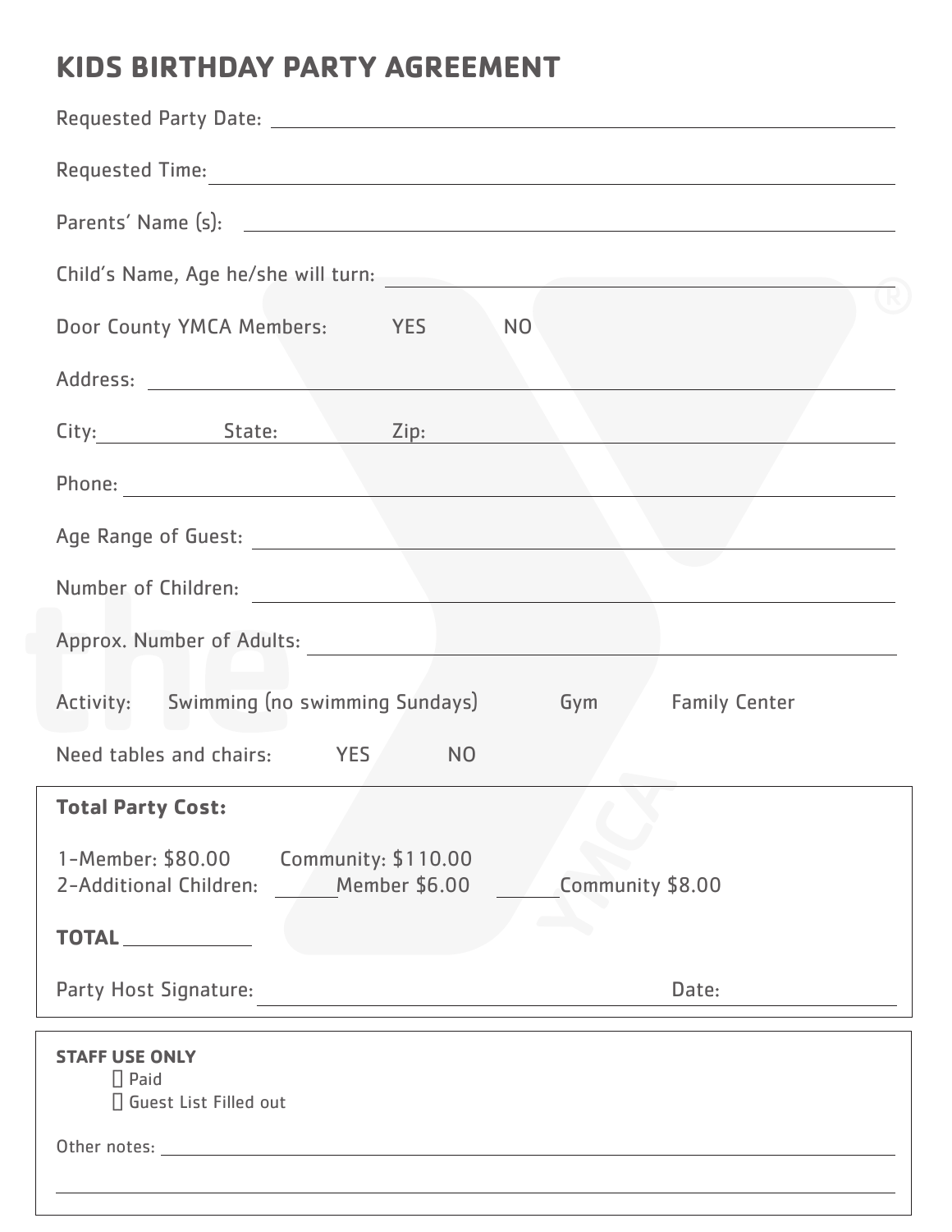# KIDS BIRTHDAY PARTY AGREEMENT

Requested Party Date: ______________________________

Requested Time: ______________________________

Parents' Name (s): ______________________________

Child's Name, Age he/she will turn: ______________________________

Door County YMCA Members: YES NO

Address: ______________________________

City: __________ State: __________ Zip: __________

Phone: ______________________________

Age Range of Guest: ______________________________

Number of Children: ______________________________

Approx. Number of Adults: ______________________________

Activity: Swimming (no swimming Sundays) Gym Family Center

Need tables and chairs: YES NO

**Total Party Cost:**

1-Member: $80.00 Community: $110.00
2-Additional Children: ______ Member $6.00 ______ Community $8.00

**TOTAL** __________

Party Host Signature: ______________________________ Date: __________

**STAFF USE ONLY**

- [ ] Paid
- [ ] Guest List Filled out

Other notes: ______________________________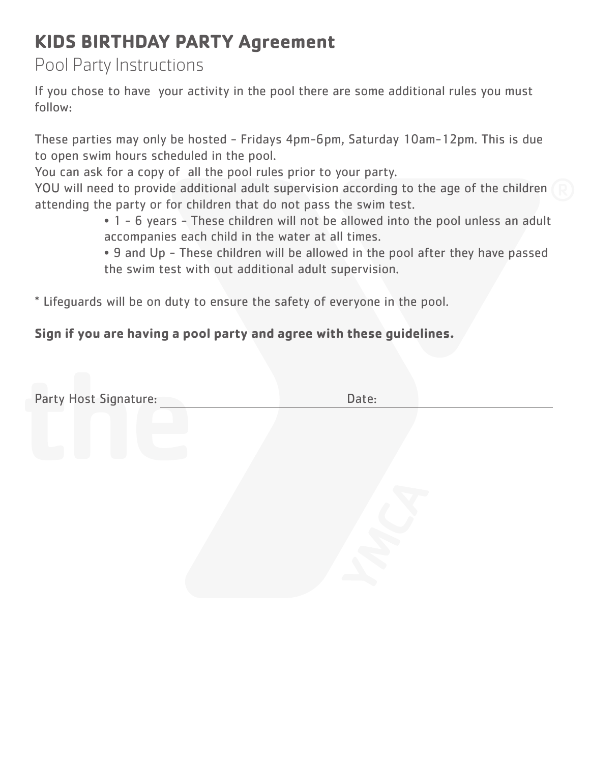# KIDS BIRTHDAY PARTY Agreement

## Pool Party Instructions

If you chose to have  your activity in the pool there are some additional rules you must follow:

These parties may only be hosted - Fridays 4pm-6pm, Saturday 10am-12pm. This is due to open swim hours scheduled in the pool.
You can ask for a copy of  all the pool rules prior to your party.
YOU will need to provide additional adult supervision according to the age of the children attending the party or for children that do not pass the swim test.

- 1 - 6 years - These children will not be allowed into the pool unless an adult accompanies each child in the water at all times.
- 9 and Up - These children will be allowed in the pool after they have passed the swim test with out additional adult supervision.

* Lifeguards will be on duty to ensure the safety of everyone in the pool.

**Sign if you are having a pool party and agree with these guidelines.**

Party Host Signature: ______________________ Date: ______________________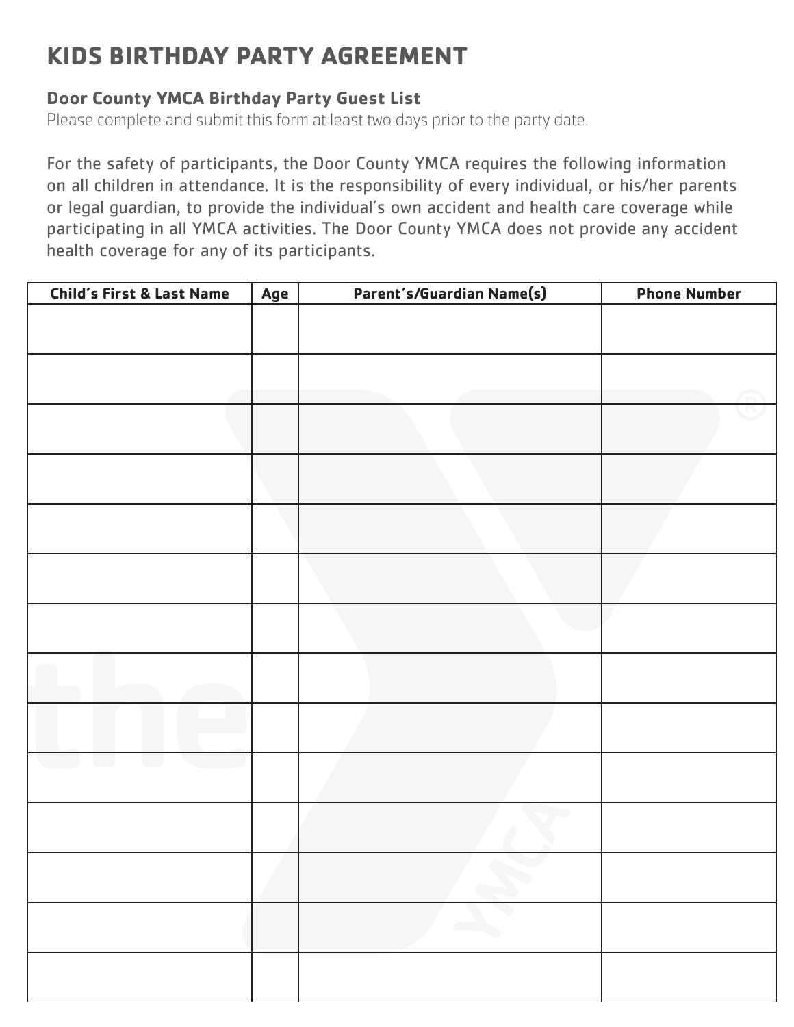# KIDS BIRTHDAY PARTY AGREEMENT

### Door County YMCA Birthday Party Guest List

Please complete and submit this form at least two days prior to the party date.

For the safety of participants, the Door County YMCA requires the following information on all children in attendance. It is the responsibility of every individual, or his/her parents or legal guardian, to provide the individual's own accident and health care coverage while participating in all YMCA activities. The Door County YMCA does not provide any accident health coverage for any of its participants.

| Child's First & Last Name | Age | Parent's/Guardian Name(s) | Phone Number |
|---|---|---|---|
| | | | |
| | | | |
| | | | |
| | | | |
| | | | |
| | | | |
| | | | |
| | | | |
| | | | |
| | | | |
| | | | |
| | | | |
| | | | |
| | | | |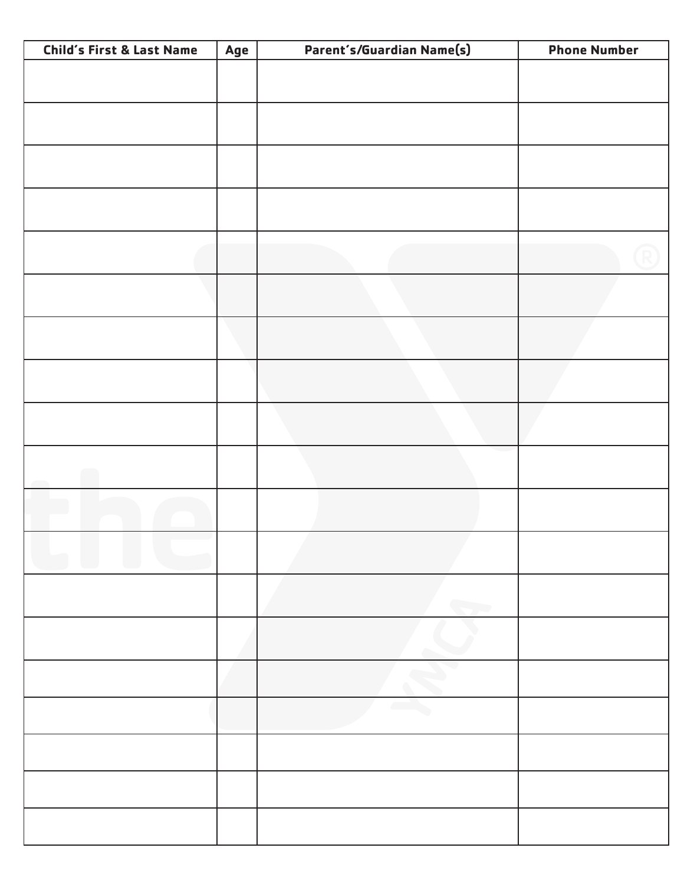| Child's First & Last Name | Age | Parent's/Guardian Name(s) | Phone Number |
| --- | --- | --- | --- |
| | | | |
| | | | |
| | | | |
| | | | |
| | | | |
| | | | |
| | | | |
| | | | |
| | | | |
| | | | |
| | | | |
| | | | |
| | | | |
| | | | |
| | | | |
| | | | |
| | | | |
| | | | |
| | | | |